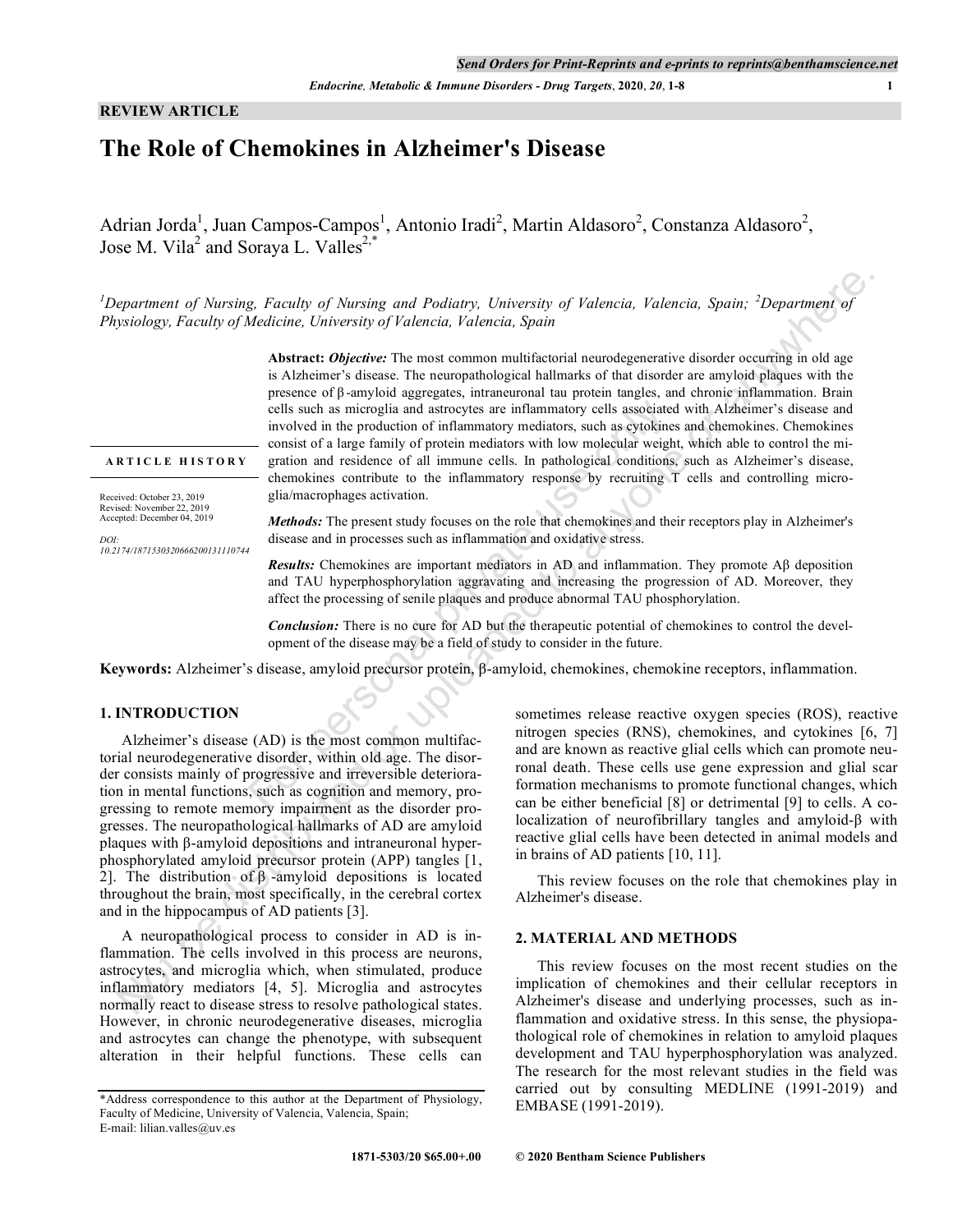REVIEW ARTICLE

# The Role of Chemokines in Alzheimer's Disease

Adrian Jorda[1], Juan Campos-Campos[1], Antonio Iradi[2], Martin Aldasoro[2], Constanza Aldasoro[2], Jose M. Vila[2] and Soraya L. Valles[2,*]

[1]*Department of Nursing, Faculty of Nursing and Podiatry, University of Valencia, Valencia, Spain;* [2]*Department of Physiology, Faculty of Medicine, University of Valencia, Valencia, Spain*

**ARTICLE HISTORY**

Received: October 23, 2019
Revised: November 22, 2019
Accepted: December 04, 2019

*DOI:*
*10.2174/1871530320666200131110744*

**Abstract:** ***Objective:*** The most common multifactorial neurodegenerative disorder occurring in old age is Alzheimer's disease. The neuropathological hallmarks of that disorder are amyloid plaques with the presence of β-amyloid aggregates, intraneuronal tau protein tangles, and chronic inflammation. Brain cells such as microglia and astrocytes are inflammatory cells associated with Alzheimer's disease and involved in the production of inflammatory mediators, such as cytokines and chemokines. Chemokines consist of a large family of protein mediators with low molecular weight, which able to control the migration and residence of all immune cells. In pathological conditions, such as Alzheimer's disease, chemokines contribute to the inflammatory response by recruiting T cells and controlling microglia/macrophages activation.

***Methods:*** The present study focuses on the role that chemokines and their receptors play in Alzheimer's disease and in processes such as inflammation and oxidative stress.

***Results:*** Chemokines are important mediators in AD and inflammation. They promote Aβ deposition and TAU hyperphosphorylation aggravating and increasing the progression of AD. Moreover, they affect the processing of senile plaques and produce abnormal TAU phosphorylation.

***Conclusion:*** There is no cure for AD but the therapeutic potential of chemokines to control the development of the disease may be a field of study to consider in the future.

**Keywords:** Alzheimer's disease, amyloid precursor protein, β-amyloid, chemokines, chemokine receptors, inflammation.

## 1. INTRODUCTION

Alzheimer's disease (AD) is the most common multifactorial neurodegenerative disorder, within old age. The disorder consists mainly of progressive and irreversible deterioration in mental functions, such as cognition and memory, progressing to remote memory impairment as the disorder progresses. The neuropathological hallmarks of AD are amyloid plaques with β-amyloid depositions and intraneuronal hyperphosphorylated amyloid precursor protein (APP) tangles [1, 2]. The distribution of β-amyloid depositions is located throughout the brain, most specifically, in the cerebral cortex and in the hippocampus of AD patients [3].

A neuropathological process to consider in AD is inflammation. The cells involved in this process are neurons, astrocytes, and microglia which, when stimulated, produce inflammatory mediators [4, 5]. Microglia and astrocytes normally react to disease stress to resolve pathological states. However, in chronic neurodegenerative diseases, microglia and astrocytes can change the phenotype, with subsequent alteration in their helpful functions. These cells can sometimes release reactive oxygen species (ROS), reactive nitrogen species (RNS), chemokines, and cytokines [6, 7] and are known as reactive glial cells which can promote neuronal death. These cells use gene expression and glial scar formation mechanisms to promote functional changes, which can be either beneficial [8] or detrimental [9] to cells. A co-localization of neurofibrillary tangles and amyloid-β with reactive glial cells have been detected in animal models and in brains of AD patients [10, 11].

This review focuses on the role that chemokines play in Alzheimer's disease.

## 2. MATERIAL AND METHODS

This review focuses on the most recent studies on the implication of chemokines and their cellular receptors in Alzheimer's disease and underlying processes, such as inflammation and oxidative stress. In this sense, the physiopathological role of chemokines in relation to amyloid plaques development and TAU hyperphosphorylation was analyzed. The research for the most relevant studies in the field was carried out by consulting MEDLINE (1991-2019) and EMBASE (1991-2019).

*Address correspondence to this author at the Department of Physiology, Faculty of Medicine, University of Valencia, Valencia, Spain; E-mail: lilian.valles@uv.es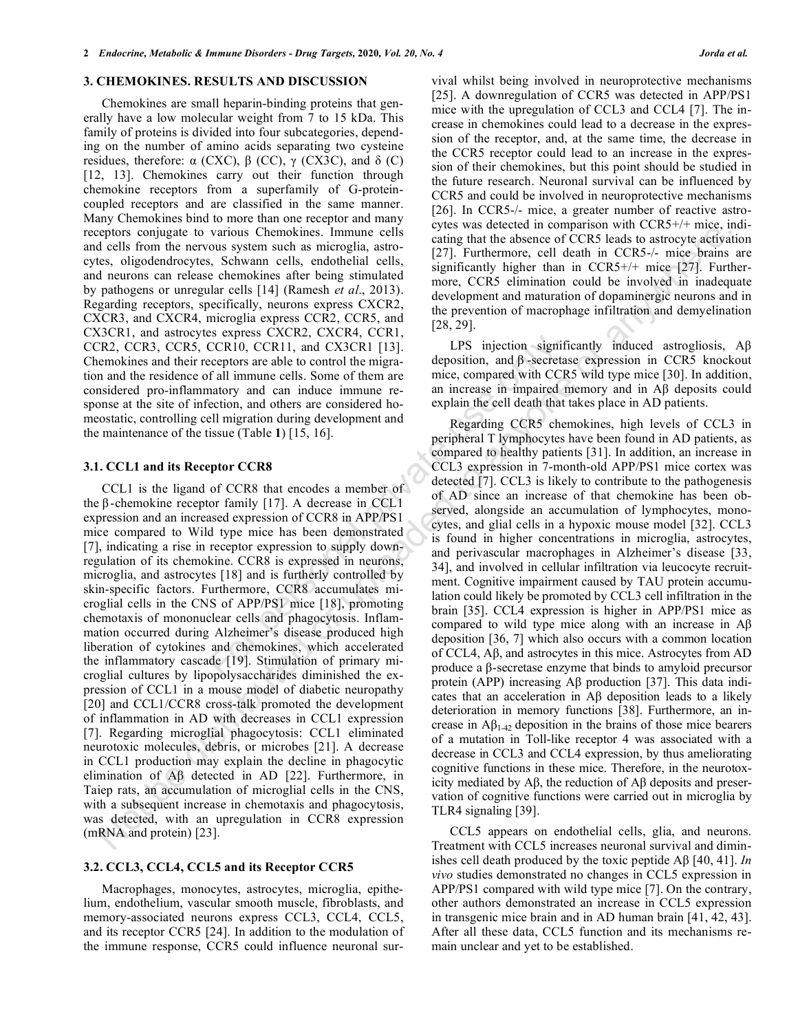## 3. CHEMOKINES. RESULTS AND DISCUSSION

Chemokines are small heparin-binding proteins that generally have a low molecular weight from 7 to 15 kDa. This family of proteins is divided into four subcategories, depending on the number of amino acids separating two cysteine residues, therefore: α (CXC), β (CC), γ (CX3C), and δ (C) [12, 13]. Chemokines carry out their function through chemokine receptors from a superfamily of G-protein-coupled receptors and are classified in the same manner. Many Chemokines bind to more than one receptor and many receptors conjugate to various Chemokines. Immune cells and cells from the nervous system such as microglia, astrocytes, oligodendrocytes, Schwann cells, endothelial cells, and neurons can release chemokines after being stimulated by pathogens or unregular cells [14] (Ramesh *et al*., 2013). Regarding receptors, specifically, neurons express CXCR2, CXCR3, and CXCR4, microglia express CCR2, CCR5, and CX3CR1, and astrocytes express CXCR2, CXCR4, CCR1, CCR2, CCR3, CCR5, CCR10, CCR11, and CX3CR1 [13]. Chemokines and their receptors are able to control the migration and the residence of all immune cells. Some of them are considered pro-inflammatory and can induce immune response at the site of infection, and others are considered homeostatic, controlling cell migration during development and the maintenance of the tissue (Table **1**) [15, 16].

### 3.1. CCL1 and its Receptor CCR8

CCL1 is the ligand of CCR8 that encodes a member of the β-chemokine receptor family [17]. A decrease in CCL1 expression and an increased expression of CCR8 in APP/PS1 mice compared to Wild type mice has been demonstrated [7], indicating a rise in receptor expression to supply downregulation of its chemokine. CCR8 is expressed in neurons, microglia, and astrocytes [18] and is furtherly controlled by skin-specific factors. Furthermore, CCR8 accumulates microglial cells in the CNS of APP/PS1 mice [18], promoting chemotaxis of mononuclear cells and phagocytosis. Inflammation occurred during Alzheimer's disease produced high liberation of cytokines and chemokines, which accelerated the inflammatory cascade [19]. Stimulation of primary microglial cultures by lipopolysaccharides diminished the expression of CCL1 in a mouse model of diabetic neuropathy [20] and CCL1/CCR8 cross-talk promoted the development of inflammation in AD with decreases in CCL1 expression [7]. Regarding microglial phagocytosis: CCL1 eliminated neurotoxic molecules, debris, or microbes [21]. A decrease in CCL1 production may explain the decline in phagocytic elimination of Aβ detected in AD [22]. Furthermore, in Taiep rats, an accumulation of microglial cells in the CNS, with a subsequent increase in chemotaxis and phagocytosis, was detected, with an upregulation in CCR8 expression (mRNA and protein) [23].

### 3.2. CCL3, CCL4, CCL5 and its Receptor CCR5

Macrophages, monocytes, astrocytes, microglia, epithelium, endothelium, vascular smooth muscle, fibroblasts, and memory-associated neurons express CCL3, CCL4, CCL5, and its receptor CCR5 [24]. In addition to the modulation of the immune response, CCR5 could influence neuronal survival whilst being involved in neuroprotective mechanisms [25]. A downregulation of CCR5 was detected in APP/PS1 mice with the upregulation of CCL3 and CCL4 [7]. The increase in chemokines could lead to a decrease in the expression of the receptor, and, at the same time, the decrease in the CCR5 receptor could lead to an increase in the expression of their chemokines, but this point should be studied in the future research. Neuronal survival can be influenced by CCR5 and could be involved in neuroprotective mechanisms [26]. In CCR5-/- mice, a greater number of reactive astrocytes was detected in comparison with CCR5+/+ mice, indicating that the absence of CCR5 leads to astrocyte activation [27]. Furthermore, cell death in CCR5-/- mice brains are significantly higher than in CCR5+/+ mice [27]. Furthermore, CCR5 elimination could be involved in inadequate development and maturation of dopaminergic neurons and in the prevention of macrophage infiltration and demyelination [28, 29].

LPS injection significantly induced astrogliosis, Aβ deposition, and β-secretase expression in CCR5 knockout mice, compared with CCR5 wild type mice [30]. In addition, an increase in impaired memory and in Aβ deposits could explain the cell death that takes place in AD patients.

Regarding CCR5 chemokines, high levels of CCL3 in peripheral T lymphocytes have been found in AD patients, as compared to healthy patients [31]. In addition, an increase in CCL3 expression in 7-month-old APP/PS1 mice cortex was detected [7]. CCL3 is likely to contribute to the pathogenesis of AD since an increase of that chemokine has been observed, alongside an accumulation of lymphocytes, monocytes, and glial cells in a hypoxic mouse model [32]. CCL3 is found in higher concentrations in microglia, astrocytes, and perivascular macrophages in Alzheimer's disease [33, 34], and involved in cellular infiltration via leucocyte recruitment. Cognitive impairment caused by TAU protein accumulation could likely be promoted by CCL3 cell infiltration in the brain [35]. CCL4 expression is higher in APP/PS1 mice as compared to wild type mice along with an increase in Aβ deposition [36, 7] which also occurs with a common location of CCL4, Aβ, and astrocytes in this mice. Astrocytes from AD produce a β-secretase enzyme that binds to amyloid precursor protein (APP) increasing Aβ production [37]. This data indicates that an acceleration in Aβ deposition leads to a likely deterioration in memory functions [38]. Furthermore, an increase in $A\beta_{1\text{-}42}$ deposition in the brains of those mice bearers of a mutation in Toll-like receptor 4 was associated with a decrease in CCL3 and CCL4 expression, by thus ameliorating cognitive functions in these mice. Therefore, in the neurotoxicity mediated by Aβ, the reduction of Aβ deposits and preservation of cognitive functions were carried out in microglia by TLR4 signaling [39].

CCL5 appears on endothelial cells, glia, and neurons. Treatment with CCL5 increases neuronal survival and diminishes cell death produced by the toxic peptide Aβ [40, 41]. *In vivo* studies demonstrated no changes in CCL5 expression in APP/PS1 compared with wild type mice [7]. On the contrary, other authors demonstrated an increase in CCL5 expression in transgenic mice brain and in AD human brain [41, 42, 43]. After all these data, CCL5 function and its mechanisms remain unclear and yet to be established.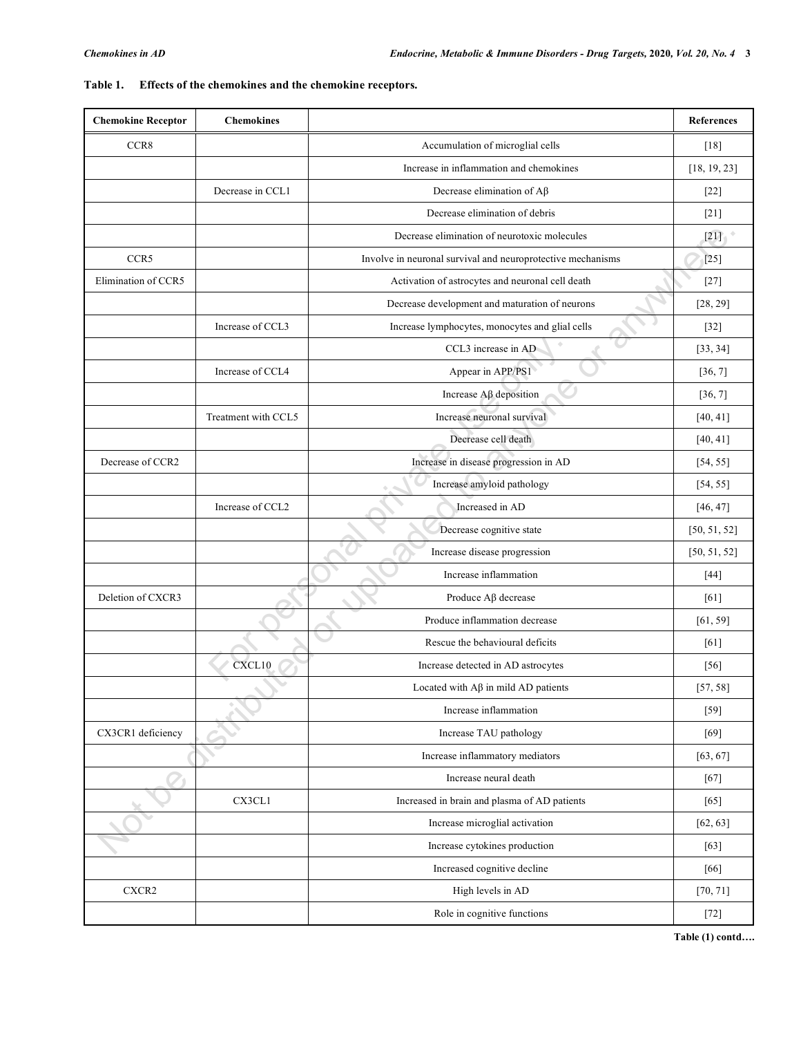**Table 1. Effects of the chemokines and the chemokine receptors.**

| Chemokine Receptor | Chemokines | | References |
|---|---|---|---|
| CCR8 | | Accumulation of microglial cells | [18] |
| | | Increase in inflammation and chemokines | [18, 19, 23] |
| | Decrease in CCL1 | Decrease elimination of Aβ | [22] |
| | | Decrease elimination of debris | [21] |
| | | Decrease elimination of neurotoxic molecules | [21] |
| CCR5 | | Involve in neuronal survival and neuroprotective mechanisms | [25] |
| Elimination of CCR5 | | Activation of astrocytes and neuronal cell death | [27] |
| | | Decrease development and maturation of neurons | [28, 29] |
| | Increase of CCL3 | Increase lymphocytes, monocytes and glial cells | [32] |
| | | CCL3 increase in AD | [33, 34] |
| | Increase of CCL4 | Appear in APP/PS1 | [36, 7] |
| | | Increase Aβ deposition | [36, 7] |
| | Treatment with CCL5 | Increase neuronal survival | [40, 41] |
| | | Decrease cell death | [40, 41] |
| Decrease of CCR2 | | Increase in disease progression in AD | [54, 55] |
| | | Increase amyloid pathology | [54, 55] |
| | Increase of CCL2 | Increased in AD | [46, 47] |
| | | Decrease cognitive state | [50, 51, 52] |
| | | Increase disease progression | [50, 51, 52] |
| | | Increase inflammation | [44] |
| Deletion of CXCR3 | | Produce Aβ decrease | [61] |
| | | Produce inflammation decrease | [61, 59] |
| | | Rescue the behavioural deficits | [61] |
| | CXCL10 | Increase detected in AD astrocytes | [56] |
| | | Located with Aβ in mild AD patients | [57, 58] |
| | | Increase inflammation | [59] |
| CX3CR1 deficiency | | Increase TAU pathology | [69] |
| | | Increase inflammatory mediators | [63, 67] |
| | | Increase neural death | [67] |
| | CX3CL1 | Increased in brain and plasma of AD patients | [65] |
| | | Increase microglial activation | [62, 63] |
| | | Increase cytokines production | [63] |
| | | Increased cognitive decline | [66] |
| CXCR2 | | High levels in AD | [70, 71] |
| | | Role in cognitive functions | [72] |

**Table (1) contd….**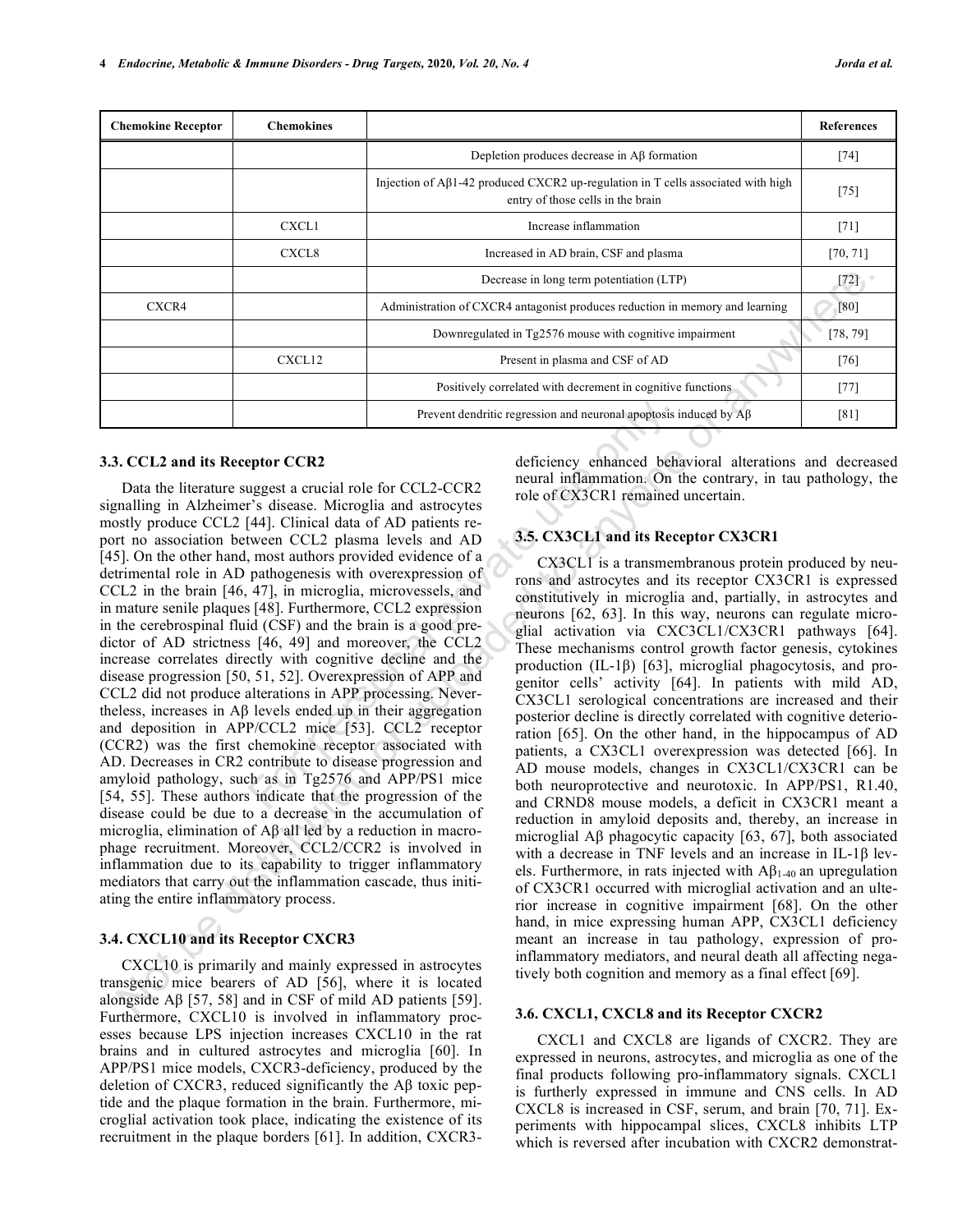| Chemokine Receptor | Chemokines | | References |
|---|---|---|---|
| | | Depletion produces decrease in Aβ formation | [74] |
| | | Injection of Aβ1-42 produced CXCR2 up-regulation in T cells associated with high entry of those cells in the brain | [75] |
| | CXCL1 | Increase inflammation | [71] |
| | CXCL8 | Increased in AD brain, CSF and plasma | [70, 71] |
| | | Decrease in long term potentiation (LTP) | [72] |
| CXCR4 | | Administration of CXCR4 antagonist produces reduction in memory and learning | [80] |
| | | Downregulated in Tg2576 mouse with cognitive impairment | [78, 79] |
| | CXCL12 | Present in plasma and CSF of AD | [76] |
| | | Positively correlated with decrement in cognitive functions | [77] |
| | | Prevent dendritic regression and neuronal apoptosis induced by Aβ | [81] |

### 3.3. CCL2 and its Receptor CCR2

Data the literature suggest a crucial role for CCL2-CCR2 signalling in Alzheimer's disease. Microglia and astrocytes mostly produce CCL2 [44]. Clinical data of AD patients report no association between CCL2 plasma levels and AD [45]. On the other hand, most authors provided evidence of a detrimental role in AD pathogenesis with overexpression of CCL2 in the brain [46, 47], in microglia, microvessels, and in mature senile plaques [48]. Furthermore, CCL2 expression in the cerebrospinal fluid (CSF) and the brain is a good predictor of AD strictness [46, 49] and moreover, the CCL2 increase correlates directly with cognitive decline and the disease progression [50, 51, 52]. Overexpression of APP and CCL2 did not produce alterations in APP processing. Nevertheless, increases in Aβ levels ended up in their aggregation and deposition in APP/CCL2 mice [53]. CCL2 receptor (CCR2) was the first chemokine receptor associated with AD. Decreases in CR2 contribute to disease progression and amyloid pathology, such as in Tg2576 and APP/PS1 mice [54, 55]. These authors indicate that the progression of the disease could be due to a decrease in the accumulation of microglia, elimination of Aβ all led by a reduction in macrophage recruitment. Moreover, CCL2/CCR2 is involved in inflammation due to its capability to trigger inflammatory mediators that carry out the inflammation cascade, thus initiating the entire inflammatory process.

### 3.4. CXCL10 and its Receptor CXCR3

CXCL10 is primarily and mainly expressed in astrocytes transgenic mice bearers of AD [56], where it is located alongside Aβ [57, 58] and in CSF of mild AD patients [59]. Furthermore, CXCL10 is involved in inflammatory processes because LPS injection increases CXCL10 in the rat brains and in cultured astrocytes and microglia [60]. In APP/PS1 mice models, CXCR3-deficiency, produced by the deletion of CXCR3, reduced significantly the Aβ toxic peptide and the plaque formation in the brain. Furthermore, microglial activation took place, indicating the existence of its recruitment in the plaque borders [61]. In addition, CXCR3-deficiency enhanced behavioral alterations and decreased neural inflammation. On the contrary, in tau pathology, the role of CX3CR1 remained uncertain.

### 3.5. CX3CL1 and its Receptor CX3CR1

CX3CL1 is a transmembranous protein produced by neurons and astrocytes and its receptor CX3CR1 is expressed constitutively in microglia and, partially, in astrocytes and neurons [62, 63]. In this way, neurons can regulate microglial activation via CXC3CL1/CX3CR1 pathways [64]. These mechanisms control growth factor genesis, cytokines production (IL-1β) [63], microglial phagocytosis, and progenitor cells' activity [64]. In patients with mild AD, CX3CL1 serological concentrations are increased and their posterior decline is directly correlated with cognitive deterioration [65]. On the other hand, in the hippocampus of AD patients, a CX3CL1 overexpression was detected [66]. In AD mouse models, changes in CX3CL1/CX3CR1 can be both neuroprotective and neurotoxic. In APP/PS1, R1.40, and CRND8 mouse models, a deficit in CX3CR1 meant a reduction in amyloid deposits and, thereby, an increase in microglial Aβ phagocytic capacity [63, 67], both associated with a decrease in TNF levels and an increase in IL-1β levels. Furthermore, in rats injected with $A\beta_{1-40}$ an upregulation of CX3CR1 occurred with microglial activation and an ulterior increase in cognitive impairment [68]. On the other hand, in mice expressing human APP, CX3CL1 deficiency meant an increase in tau pathology, expression of pro-inflammatory mediators, and neural death all affecting negatively both cognition and memory as a final effect [69].

### 3.6. CXCL1, CXCL8 and its Receptor CXCR2

CXCL1 and CXCL8 are ligands of CXCR2. They are expressed in neurons, astrocytes, and microglia as one of the final products following pro-inflammatory signals. CXCL1 is furtherly expressed in immune and CNS cells. In AD CXCL8 is increased in CSF, serum, and brain [70, 71]. Experiments with hippocampal slices, CXCL8 inhibits LTP which is reversed after incubation with CXCR2 demonstrat-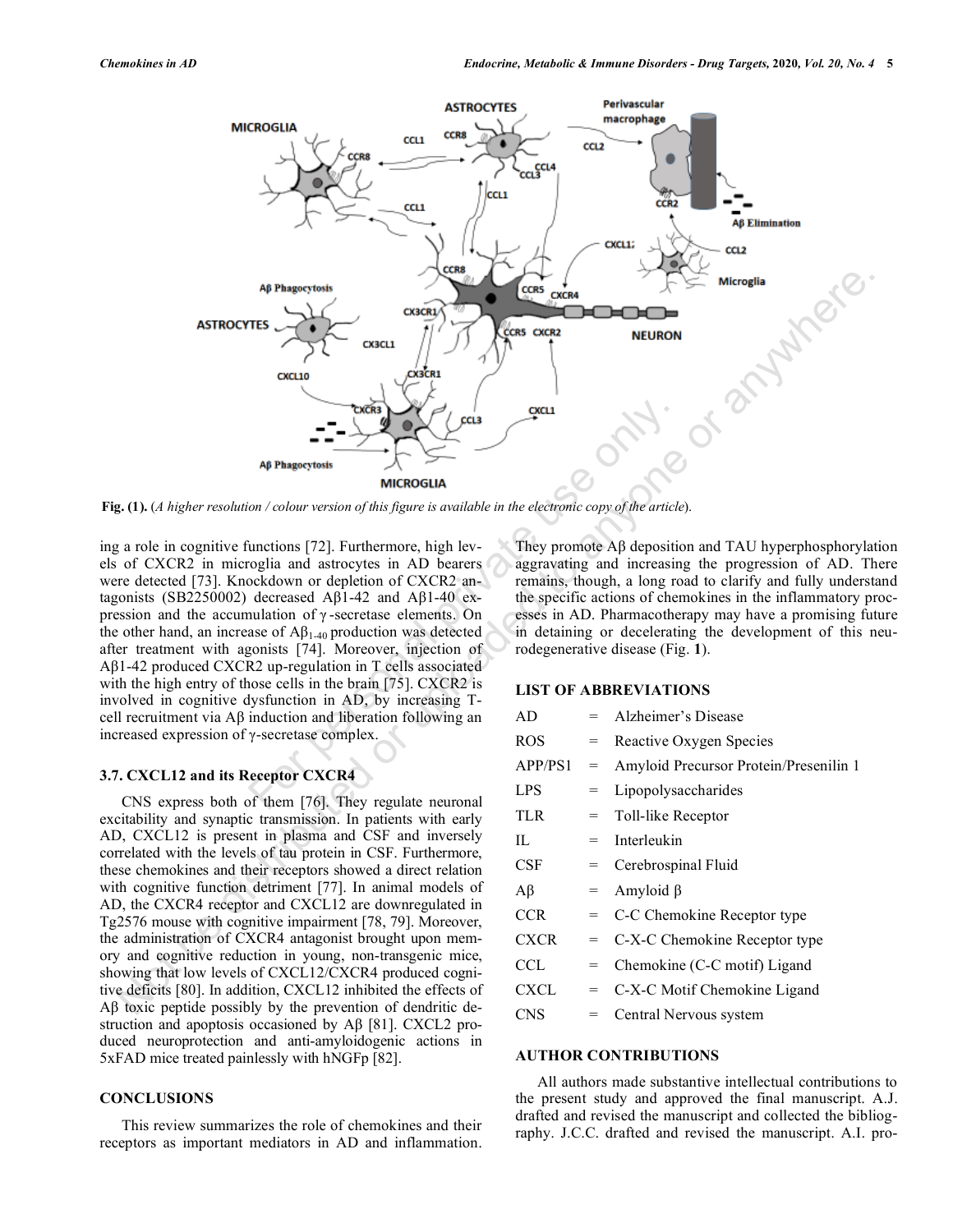Fig. (1). (*A higher resolution / colour version of this figure is available in the electronic copy of the article*).

ing a role in cognitive functions [72]. Furthermore, high levels of CXCR2 in microglia and astrocytes in AD bearers were detected [73]. Knockdown or depletion of CXCR2 antagonists (SB2250002) decreased Aβ1-42 and Aβ1-40 expression and the accumulation of γ-secretase elements. On the other hand, an increase of $A\beta_{1-40}$ production was detected after treatment with agonists [74]. Moreover, injection of Aβ1-42 produced CXCR2 up-regulation in T cells associated with the high entry of those cells in the brain [75]. CXCR2 is involved in cognitive dysfunction in AD, by increasing T-cell recruitment via Aβ induction and liberation following an increased expression of γ-secretase complex.

### 3.7. CXCL12 and its Receptor CXCR4

CNS express both of them [76]. They regulate neuronal excitability and synaptic transmission. In patients with early AD, CXCL12 is present in plasma and CSF and inversely correlated with the levels of tau protein in CSF. Furthermore, these chemokines and their receptors showed a direct relation with cognitive function detriment [77]. In animal models of AD, the CXCR4 receptor and CXCL12 are downregulated in Tg2576 mouse with cognitive impairment [78, 79]. Moreover, the administration of CXCR4 antagonist brought upon memory and cognitive reduction in young, non-transgenic mice, showing that low levels of CXCL12/CXCR4 produced cognitive deficits [80]. In addition, CXCL12 inhibited the effects of Aβ toxic peptide possibly by the prevention of dendritic destruction and apoptosis occasioned by Aβ [81]. CXCL2 produced neuroprotection and anti-amyloidogenic actions in 5xFAD mice treated painlessly with hNGFp [82].

## CONCLUSIONS

This review summarizes the role of chemokines and their receptors as important mediators in AD and inflammation. They promote Aβ deposition and TAU hyperphosphorylation aggravating and increasing the progression of AD. There remains, though, a long road to clarify and fully understand the specific actions of chemokines in the inflammatory processes in AD. Pharmacotherapy may have a promising future in detaining or decelerating the development of this neurodegenerative disease (Fig. **1**).

## LIST OF ABBREVIATIONS

| | | |
|---|---|---|
| AD | = | Alzheimer's Disease |
| ROS | = | Reactive Oxygen Species |
| APP/PS1 | = | Amyloid Precursor Protein/Presenilin 1 |
| LPS | = | Lipopolysaccharides |
| TLR | = | Toll-like Receptor |
| IL | = | Interleukin |
| CSF | = | Cerebrospinal Fluid |
| Aβ | = | Amyloid β |
| CCR | = | C-C Chemokine Receptor type |
| CXCR | = | C-X-C Chemokine Receptor type |
| CCL | = | Chemokine (C-C motif) Ligand |
| CXCL | = | C-X-C Motif Chemokine Ligand |
| CNS | = | Central Nervous system |

## AUTHOR CONTRIBUTIONS

All authors made substantive intellectual contributions to the present study and approved the final manuscript. A.J. drafted and revised the manuscript and collected the bibliography. J.C.C. drafted and revised the manuscript. A.I. pro-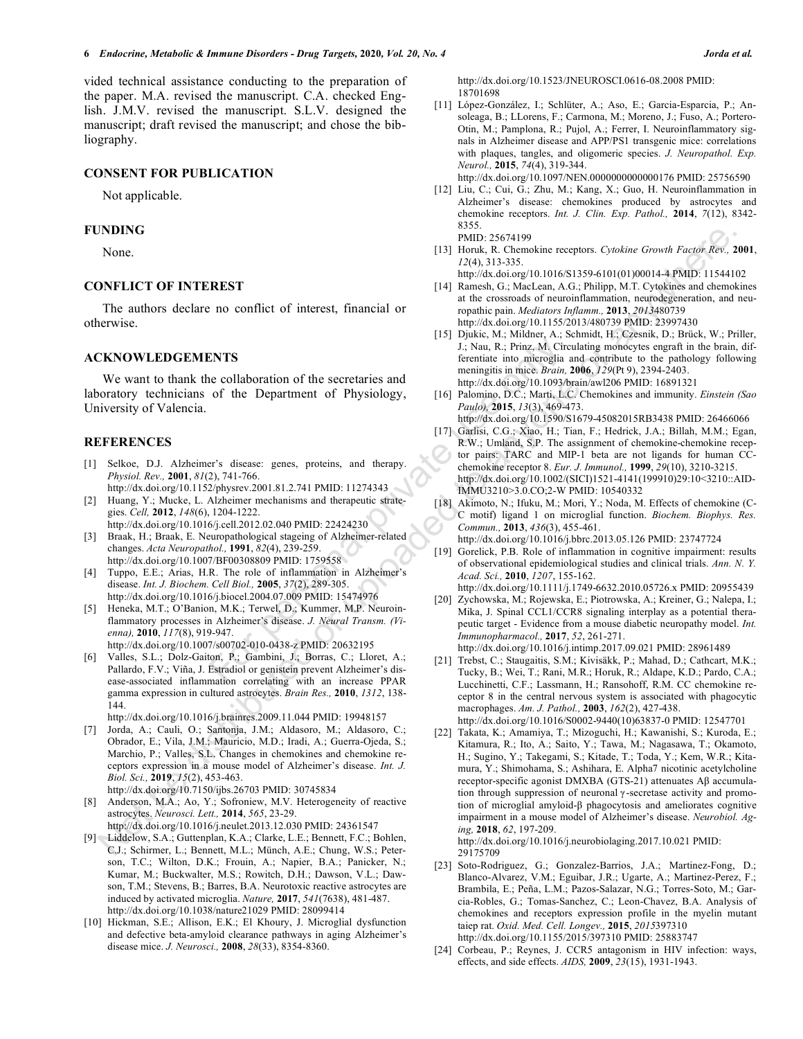vided technical assistance conducting to the preparation of the paper. M.A. revised the manuscript. C.A. checked English. J.M.V. revised the manuscript. S.L.V. designed the manuscript; draft revised the manuscript; and chose the bibliography.

## CONSENT FOR PUBLICATION

Not applicable.

## FUNDING

None.

## CONFLICT OF INTEREST

The authors declare no conflict of interest, financial or otherwise.

## ACKNOWLEDGEMENTS

We want to thank the collaboration of the secretaries and laboratory technicians of the Department of Physiology, University of Valencia.

## REFERENCES

[1] Selkoe, D.J. Alzheimer's disease: genes, proteins, and therapy. *Physiol. Rev.,* **2001**, *81*(2), 741-766. http://dx.doi.org/10.1152/physrev.2001.81.2.741 PMID: 11274343

[2] Huang, Y.; Mucke, L. Alzheimer mechanisms and therapeutic strategies. *Cell,* **2012**, *148*(6), 1204-1222. http://dx.doi.org/10.1016/j.cell.2012.02.040 PMID: 22424230

[3] Braak, H.; Braak, E. Neuropathological stageing of Alzheimer-related changes. *Acta Neuropathol.,* **1991**, *82*(4), 239-259. http://dx.doi.org/10.1007/BF00308809 PMID: 1759558

[4] Tuppo, E.E.; Arias, H.R. The role of inflammation in Alzheimer's disease. *Int. J. Biochem. Cell Biol.,* **2005**, *37*(2), 289-305. http://dx.doi.org/10.1016/j.biocel.2004.07.009 PMID: 15474976

[5] Heneka, M.T.; O'Banion, M.K.; Terwel, D.; Kummer, M.P. Neuroinflammatory processes in Alzheimer's disease. *J. Neural Transm. (Vienna),* **2010**, *117*(8), 919-947. http://dx.doi.org/10.1007/s00702-010-0438-z PMID: 20632195

[6] Valles, S.L.; Dolz-Gaiton, P.; Gambini, J.; Borras, C.; Lloret, A.; Pallardo, F.V.; Viña, J. Estradiol or genistein prevent Alzheimer's disease-associated inflammation correlating with an increase PPAR gamma expression in cultured astrocytes. *Brain Res.,* **2010**, *1312*, 138-144. http://dx.doi.org/10.1016/j.brainres.2009.11.044 PMID: 19948157

[7] Jorda, A.; Cauli, O.; Santonja, J.M.; Aldasoro, M.; Aldasoro, C.; Obrador, E.; Vila, J.M.; Mauricio, M.D.; Iradi, A.; Guerra-Ojeda, S.; Marchio, P.; Valles, S.L. Changes in chemokines and chemokine receptors expression in a mouse model of Alzheimer's disease. *Int. J. Biol. Sci.,* **2019**, *15*(2), 453-463. http://dx.doi.org/10.7150/ijbs.26703 PMID: 30745834

[8] Anderson, M.A.; Ao, Y.; Sofroniew, M.V. Heterogeneity of reactive astrocytes. *Neurosci. Lett.,* **2014**, *565*, 23-29. http://dx.doi.org/10.1016/j.neulet.2013.12.030 PMID: 24361547

[9] Liddelow, S.A.; Guttenplan, K.A.; Clarke, L.E.; Bennett, F.C.; Bohlen, C.J.; Schirmer, L.; Bennett, M.L.; Münch, A.E.; Chung, W.S.; Peterson, T.C.; Wilton, D.K.; Frouin, A.; Napier, B.A.; Panicker, N.; Kumar, M.; Buckwalter, M.S.; Rowitch, D.H.; Dawson, V.L.; Dawson, T.M.; Stevens, B.; Barres, B.A. Neurotoxic reactive astrocytes are induced by activated microglia. *Nature,* **2017**, *541*(7638), 481-487. http://dx.doi.org/10.1038/nature21029 PMID: 28099414

[10] Hickman, S.E.; Allison, E.K.; El Khoury, J. Microglial dysfunction and defective beta-amyloid clearance pathways in aging Alzheimer's disease mice. *J. Neurosci.,* **2008**, *28*(33), 8354-8360. http://dx.doi.org/10.1523/JNEUROSCI.0616-08.2008 PMID: 18701698

[11] López-González, I.; Schlüter, A.; Aso, E.; Garcia-Esparcia, P.; Ansoleaga, B.; LLorens, F.; Carmona, M.; Moreno, J.; Fuso, A.; Portero-Otin, M.; Pamplona, R.; Pujol, A.; Ferrer, I. Neuroinflammatory signals in Alzheimer disease and APP/PS1 transgenic mice: correlations with plaques, tangles, and oligomeric species. *J. Neuropathol. Exp. Neurol.,* **2015**, *74*(4), 319-344. http://dx.doi.org/10.1097/NEN.0000000000000176 PMID: 25756590

[12] Liu, C.; Cui, G.; Zhu, M.; Kang, X.; Guo, H. Neuroinflammation in Alzheimer's disease: chemokines produced by astrocytes and chemokine receptors. *Int. J. Clin. Exp. Pathol.,* **2014**, *7*(12), 8342-8355. PMID: 25674199

[13] Horuk, R. Chemokine receptors. *Cytokine Growth Factor Rev.,* **2001**, *12*(4), 313-335. http://dx.doi.org/10.1016/S1359-6101(01)00014-4 PMID: 11544102

[14] Ramesh, G.; MacLean, A.G.; Philipp, M.T. Cytokines and chemokines at the crossroads of neuroinflammation, neurodegeneration, and neuropathic pain. *Mediators Inflamm.,* **2013**, *2013*480739 http://dx.doi.org/10.1155/2013/480739 PMID: 23997430

[15] Djukic, M.; Mildner, A.; Schmidt, H.; Czesnik, D.; Brück, W.; Priller, J.; Nau, R.; Prinz, M. Circulating monocytes engraft in the brain, differentiate into microglia and contribute to the pathology following meningitis in mice. *Brain,* **2006**, *129*(Pt 9), 2394-2403. http://dx.doi.org/10.1093/brain/awl206 PMID: 16891321

[16] Palomino, D.C.; Marti, L.C. Chemokines and immunity. *Einstein (Sao Paulo),* **2015**, *13*(3), 469-473. http://dx.doi.org/10.1590/S1679-45082015RB3438 PMID: 26466066

[17] Garlisi, C.G.; Xiao, H.; Tian, F.; Hedrick, J.A.; Billah, M.M.; Egan, R.W.; Umland, S.P. The assignment of chemokine-chemokine receptor pairs: TARC and MIP-1 beta are not ligands for human CC-chemokine receptor 8. *Eur. J. Immunol.,* **1999**, *29*(10), 3210-3215. http://dx.doi.org/10.1002/(SICI)1521-4141(199910)29:10<3210::AID-IMMU3210>3.0.CO;2-W PMID: 10540332

[18] Akimoto, N.; Ifuku, M.; Mori, Y.; Noda, M. Effects of chemokine (C-C motif) ligand 1 on microglial function. *Biochem. Biophys. Res. Commun.,* **2013**, *436*(3), 455-461. http://dx.doi.org/10.1016/j.bbrc.2013.05.126 PMID: 23747724

[19] Gorelick, P.B. Role of inflammation in cognitive impairment: results of observational epidemiological studies and clinical trials. *Ann. N. Y. Acad. Sci.,* **2010**, *1207*, 155-162. http://dx.doi.org/10.1111/j.1749-6632.2010.05726.x PMID: 20955439

[20] Zychowska, M.; Rojewska, E.; Piotrowska, A.; Kreiner, G.; Nalepa, I.; Mika, J. Spinal CCL1/CCR8 signaling interplay as a potential therapeutic target - Evidence from a mouse diabetic neuropathy model. *Int. Immunopharmacol.,* **2017**, *52*, 261-271. http://dx.doi.org/10.1016/j.intimp.2017.09.021 PMID: 28961489

[21] Trebst, C.; Staugaitis, S.M.; Kivisäkk, P.; Mahad, D.; Cathcart, M.K.; Tucky, B.; Wei, T.; Rani, M.R.; Horuk, R.; Aldape, K.D.; Pardo, C.A.; Lucchinetti, C.F.; Lassmann, H.; Ransohoff, R.M. CC chemokine receptor 8 in the central nervous system is associated with phagocytic macrophages. *Am. J. Pathol.,* **2003**, *162*(2), 427-438. http://dx.doi.org/10.1016/S0002-9440(10)63837-0 PMID: 12547701

[22] Takata, K.; Amamiya, T.; Mizoguchi, H.; Kawanishi, S.; Kuroda, E.; Kitamura, R.; Ito, A.; Saito, Y.; Tawa, M.; Nagasawa, T.; Okamoto, H.; Sugino, Y.; Takegami, S.; Kitade, T.; Toda, Y.; Kem, W.R.; Kitamura, Y.; Shimohama, S.; Ashihara, E. Alpha7 nicotinic acetylcholine receptor-specific agonist DMXBA (GTS-21) attenuates Aβ accumulation through suppression of neuronal γ-secretase activity and promotion of microglial amyloid-β phagocytosis and ameliorates cognitive impairment in a mouse model of Alzheimer's disease. *Neurobiol. Aging,* **2018**, *62*, 197-209. http://dx.doi.org/10.1016/j.neurobiolaging.2017.10.021 PMID: 29175709

[23] Soto-Rodriguez, G.; Gonzalez-Barrios, J.A.; Martinez-Fong, D.; Blanco-Alvarez, V.M.; Eguibar, J.R.; Ugarte, A.; Martinez-Perez, F.; Brambila, E.; Peña, L.M.; Pazos-Salazar, N.G.; Torres-Soto, M.; Garcia-Robles, G.; Tomas-Sanchez, C.; Leon-Chavez, B.A. Analysis of chemokines and receptors expression profile in the myelin mutant taiep rat. *Oxid. Med. Cell. Longev.,* **2015**, *2015*397310 http://dx.doi.org/10.1155/2015/397310 PMID: 25883747

[24] Corbeau, P.; Reynes, J. CCR5 antagonism in HIV infection: ways, effects, and side effects. *AIDS,* **2009**, *23*(15), 1931-1943.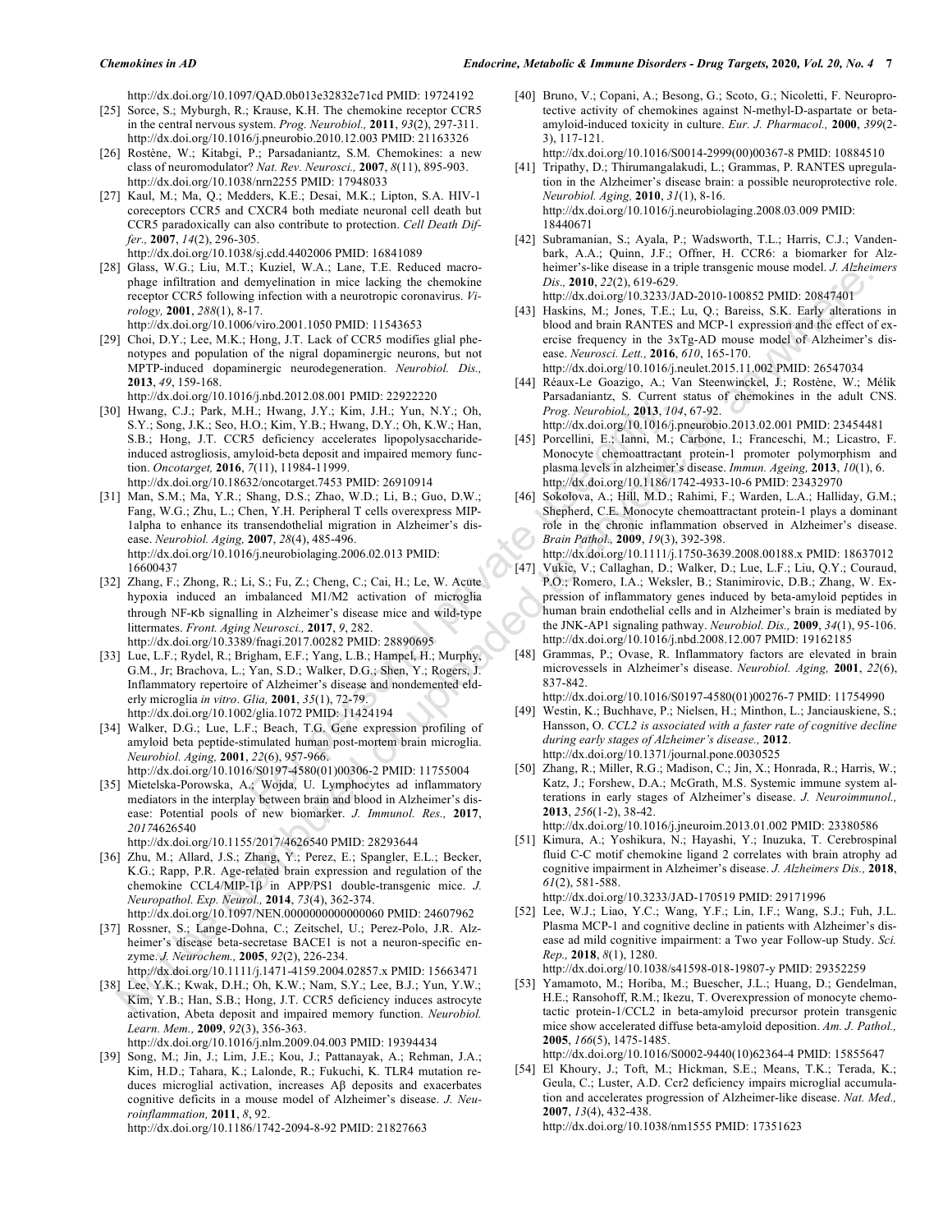http://dx.doi.org/10.1097/QAD.0b013e32832e71cd PMID: 19724192

[25] Sorce, S.; Myburgh, R.; Krause, K.H. The chemokine receptor CCR5 in the central nervous system. *Prog. Neurobiol.,* **2011**, *93*(2), 297-311. http://dx.doi.org/10.1016/j.pneurobio.2010.12.003 PMID: 21163326

[26] Rostène, W.; Kitabgi, P.; Parsadaniantz, S.M. Chemokines: a new class of neuromodulator? *Nat. Rev. Neurosci.,* **2007**, *8*(11), 895-903. http://dx.doi.org/10.1038/nrn2255 PMID: 17948033

[27] Kaul, M.; Ma, Q.; Medders, K.E.; Desai, M.K.; Lipton, S.A. HIV-1 coreceptors CCR5 and CXCR4 both mediate neuronal cell death but CCR5 paradoxically can also contribute to protection. *Cell Death Differ.,* **2007**, *14*(2), 296-305.
http://dx.doi.org/10.1038/sj.cdd.4402006 PMID: 16841089

[28] Glass, W.G.; Liu, M.T.; Kuziel, W.A.; Lane, T.E. Reduced macrophage infiltration and demyelination in mice lacking the chemokine receptor CCR5 following infection with a neurotropic coronavirus. *Virology,* **2001**, *288*(1), 8-17.
http://dx.doi.org/10.1006/viro.2001.1050 PMID: 11543653

[29] Choi, D.Y.; Lee, M.K.; Hong, J.T. Lack of CCR5 modifies glial phenotypes and population of the nigral dopaminergic neurons, but not MPTP-induced dopaminergic neurodegeneration. *Neurobiol. Dis.,* **2013**, *49*, 159-168.
http://dx.doi.org/10.1016/j.nbd.2012.08.001 PMID: 22922220

[30] Hwang, C.J.; Park, M.H.; Hwang, J.Y.; Kim, J.H.; Yun, N.Y.; Oh, S.Y.; Song, J.K.; Seo, H.O.; Kim, Y.B.; Hwang, D.Y.; Oh, K.W.; Han, S.B.; Hong, J.T. CCR5 deficiency accelerates lipopolysaccharide-induced astrogliosis, amyloid-beta deposit and impaired memory function. *Oncotarget,* **2016**, *7*(11), 11984-11999.
http://dx.doi.org/10.18632/oncotarget.7453 PMID: 26910914

[31] Man, S.M.; Ma, Y.R.; Shang, D.S.; Zhao, W.D.; Li, B.; Guo, D.W.; Fang, W.G.; Zhu, L.; Chen, Y.H. Peripheral T cells overexpress MIP-1alpha to enhance its transendothelial migration in Alzheimer's disease. *Neurobiol. Aging,* **2007**, *28*(4), 485-496.
http://dx.doi.org/10.1016/j.neurobiolaging.2006.02.013 PMID: 16600437

[32] Zhang, F.; Zhong, R.; Li, S.; Fu, Z.; Cheng, C.; Cai, H.; Le, W. Acute hypoxia induced an imbalanced M1/M2 activation of microglia through NF-κb signalling in Alzheimer's disease mice and wild-type littermates. *Front. Aging Neurosci.,* **2017**, *9*, 282.
http://dx.doi.org/10.3389/fnagi.2017.00282 PMID: 28890695

[33] Lue, L.F.; Rydel, R.; Brigham, E.F.; Yang, L.B.; Hampel, H.; Murphy, G.M., Jr; Brachova, L.; Yan, S.D.; Walker, D.G.; Shen, Y.; Rogers, J. Inflammatory repertoire of Alzheimer's disease and nondemented elderly microglia *in vitro*. *Glia,* **2001**, *35*(1), 72-79.
http://dx.doi.org/10.1002/glia.1072 PMID: 11424194

[34] Walker, D.G.; Lue, L.F.; Beach, T.G. Gene expression profiling of amyloid beta peptide-stimulated human post-mortem brain microglia. *Neurobiol. Aging,* **2001**, *22*(6), 957-966.
http://dx.doi.org/10.1016/S0197-4580(01)00306-2 PMID: 11755004

[35] Mietelska-Porowska, A.; Wojda, U. Lymphocytes ad inflammatory mediators in the interplay between brain and blood in Alzheimer's disease: Potential pools of new biomarker. *J. Immunol. Res.,* **2017**, *2017*4626540
http://dx.doi.org/10.1155/2017/4626540 PMID: 28293644

[36] Zhu, M.; Allard, J.S.; Zhang, Y.; Perez, E.; Spangler, E.L.; Becker, K.G.; Rapp, P.R. Age-related brain expression and regulation of the chemokine CCL4/MIP-1β in APP/PS1 double-transgenic mice. *J. Neuropathol. Exp. Neurol.,* **2014**, *73*(4), 362-374.
http://dx.doi.org/10.1097/NEN.0000000000000060 PMID: 24607962

[37] Rossner, S.; Lange-Dohna, C.; Zeitschel, U.; Perez-Polo, J.R. Alzheimer's disease beta-secretase BACE1 is not a neuron-specific enzyme. *J. Neurochem.,* **2005**, *92*(2), 226-234.
http://dx.doi.org/10.1111/j.1471-4159.2004.02857.x PMID: 15663471

[38] Lee, Y.K.; Kwak, D.H.; Oh, K.W.; Nam, S.Y.; Lee, B.J.; Yun, Y.W.; Kim, Y.B.; Han, S.B.; Hong, J.T. CCR5 deficiency induces astrocyte activation, Abeta deposit and impaired memory function. *Neurobiol. Learn. Mem.,* **2009**, *92*(3), 356-363.
http://dx.doi.org/10.1016/j.nlm.2009.04.003 PMID: 19394434

[39] Song, M.; Jin, J.; Lim, J.E.; Kou, J.; Pattanayak, A.; Rehman, J.A.; Kim, H.D.; Tahara, K.; Lalonde, R.; Fukuchi, K. TLR4 mutation reduces microglial activation, increases Aβ deposits and exacerbates cognitive deficits in a mouse model of Alzheimer's disease. *J. Neuroinflammation,* **2011**, *8*, 92.
http://dx.doi.org/10.1186/1742-2094-8-92 PMID: 21827663

[40] Bruno, V.; Copani, A.; Besong, G.; Scoto, G.; Nicoletti, F. Neuroprotective activity of chemokines against N-methyl-D-aspartate or beta-amyloid-induced toxicity in culture. *Eur. J. Pharmacol.,* **2000**, *399*(2-3), 117-121.
http://dx.doi.org/10.1016/S0014-2999(00)00367-8 PMID: 10884510

[41] Tripathy, D.; Thirumangalakudi, L.; Grammas, P. RANTES upregulation in the Alzheimer's disease brain: a possible neuroprotective role. *Neurobiol. Aging,* **2010**, *31*(1), 8-16.
http://dx.doi.org/10.1016/j.neurobiolaging.2008.03.009 PMID: 18440671

[42] Subramanian, S.; Ayala, P.; Wadsworth, T.L.; Harris, C.J.; Vandenbark, A.A.; Quinn, J.F.; Offner, H. CCR6: a biomarker for Alzheimer's-like disease in a triple transgenic mouse model. *J. Alzheimers Dis.,* **2010**, *22*(2), 619-629.
http://dx.doi.org/10.3233/JAD-2010-100852 PMID: 20847401

[43] Haskins, M.; Jones, T.E.; Lu, Q.; Bareiss, S.K. Early alterations in blood and brain RANTES and MCP-1 expression and the effect of exercise frequency in the 3xTg-AD mouse model of Alzheimer's disease. *Neurosci. Lett.,* **2016**, *610*, 165-170.
http://dx.doi.org/10.1016/j.neulet.2015.11.002 PMID: 26547034

[44] Réaux-Le Goazigo, A.; Van Steenwinckel, J.; Rostène, W.; Mélik Parsadaniantz, S. Current status of chemokines in the adult CNS. *Prog. Neurobiol.,* **2013**, *104*, 67-92.
http://dx.doi.org/10.1016/j.pneurobio.2013.02.001 PMID: 23454481

[45] Porcellini, E.; Ianni, M.; Carbone, I.; Franceschi, M.; Licastro, F. Monocyte chemoattractant protein-1 promoter polymorphism and plasma levels in alzheimer's disease. *Immun. Ageing,* **2013**, *10*(1), 6.
http://dx.doi.org/10.1186/1742-4933-10-6 PMID: 23432970

[46] Sokolova, A.; Hill, M.D.; Rahimi, F.; Warden, L.A.; Halliday, G.M.; Shepherd, C.E. Monocyte chemoattractant protein-1 plays a dominant role in the chronic inflammation observed in Alzheimer's disease. *Brain Pathol.,* **2009**, *19*(3), 392-398.
http://dx.doi.org/10.1111/j.1750-3639.2008.00188.x PMID: 18637012

[47] Vukic, V.; Callaghan, D.; Walker, D.; Lue, L.F.; Liu, Q.Y.; Couraud, P.O.; Romero, I.A.; Weksler, B.; Stanimirovic, D.B.; Zhang, W. Expression of inflammatory genes induced by beta-amyloid peptides in human brain endothelial cells and in Alzheimer's brain is mediated by the JNK-AP1 signaling pathway. *Neurobiol. Dis.,* **2009**, *34*(1), 95-106.
http://dx.doi.org/10.1016/j.nbd.2008.12.007 PMID: 19162185

[48] Grammas, P.; Ovase, R. Inflammatory factors are elevated in brain microvessels in Alzheimer's disease. *Neurobiol. Aging,* **2001**, *22*(6), 837-842.
http://dx.doi.org/10.1016/S0197-4580(01)00276-7 PMID: 11754990

[49] Westin, K.; Buchhave, P.; Nielsen, H.; Minthon, L.; Janciauskiene, S.; Hansson, O. *CCL2 is associated with a faster rate of cognitive decline during early stages of Alzheimer's disease.,* **2012**.
http://dx.doi.org/10.1371/journal.pone.0030525

[50] Zhang, R.; Miller, R.G.; Madison, C.; Jin, X.; Honrada, R.; Harris, W.; Katz, J.; Forshew, D.A.; McGrath, M.S. Systemic immune system alterations in early stages of Alzheimer's disease. *J. Neuroimmunol.,* **2013**, *256*(1-2), 38-42.
http://dx.doi.org/10.1016/j.jneuroim.2013.01.002 PMID: 23380586

[51] Kimura, A.; Yoshikura, N.; Hayashi, Y.; Inuzuka, T. Cerebrospinal fluid C-C motif chemokine ligand 2 correlates with brain atrophy ad cognitive impairment in Alzheimer's disease. *J. Alzheimers Dis.,* **2018**, *61*(2), 581-588.
http://dx.doi.org/10.3233/JAD-170519 PMID: 29171996

[52] Lee, W.J.; Liao, Y.C.; Wang, Y.F.; Lin, I.F.; Wang, S.J.; Fuh, J.L. Plasma MCP-1 and cognitive decline in patients with Alzheimer's disease ad mild cognitive impairment: a Two year Follow-up Study. *Sci. Rep.,* **2018**, *8*(1), 1280.
http://dx.doi.org/10.1038/s41598-018-19807-y PMID: 29352259

[53] Yamamoto, M.; Horiba, M.; Buescher, J.L.; Huang, D.; Gendelman, H.E.; Ransohoff, R.M.; Ikezu, T. Overexpression of monocyte chemotactic protein-1/CCL2 in beta-amyloid precursor protein transgenic mice show accelerated diffuse beta-amyloid deposition. *Am. J. Pathol.,* **2005**, *166*(5), 1475-1485.
http://dx.doi.org/10.1016/S0002-9440(10)62364-4 PMID: 15855647

[54] El Khoury, J.; Toft, M.; Hickman, S.E.; Means, T.K.; Terada, K.; Geula, C.; Luster, A.D. Ccr2 deficiency impairs microglial accumulation and accelerates progression of Alzheimer-like disease. *Nat. Med.,* **2007**, *13*(4), 432-438.
http://dx.doi.org/10.1038/nm1555 PMID: 17351623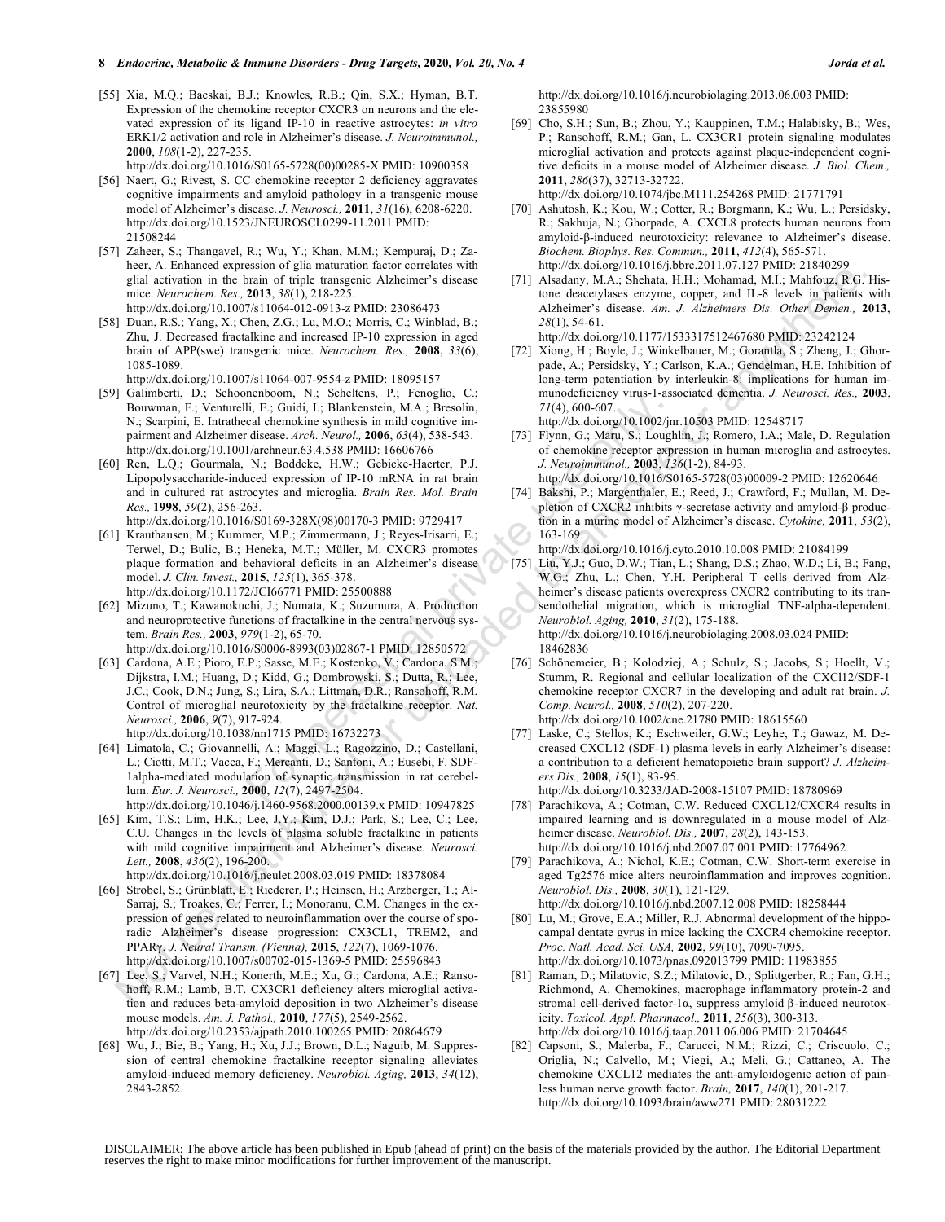[55] Xia, M.Q.; Bacskai, B.J.; Knowles, R.B.; Qin, S.X.; Hyman, B.T. Expression of the chemokine receptor CXCR3 on neurons and the elevated expression of its ligand IP-10 in reactive astrocytes: *in vitro* ERK1/2 activation and role in Alzheimer's disease. *J. Neuroimmunol.,* **2000**, *108*(1-2), 227-235.
http://dx.doi.org/10.1016/S0165-5728(00)00285-X PMID: 10900358

[56] Naert, G.; Rivest, S. CC chemokine receptor 2 deficiency aggravates cognitive impairments and amyloid pathology in a transgenic mouse model of Alzheimer's disease. *J. Neurosci.,* **2011**, *31*(16), 6208-6220.
http://dx.doi.org/10.1523/JNEUROSCI.0299-11.2011 PMID: 21508244

[57] Zaheer, S.; Thangavel, R.; Wu, Y.; Khan, M.M.; Kempuraj, D.; Zaheer, A. Enhanced expression of glia maturation factor correlates with glial activation in the brain of triple transgenic Alzheimer's disease mice. *Neurochem. Res.,* **2013**, *38*(1), 218-225.
http://dx.doi.org/10.1007/s11064-012-0913-z PMID: 23086473

[58] Duan, R.S.; Yang, X.; Chen, Z.G.; Lu, M.O.; Morris, C.; Winblad, B.; Zhu, J. Decreased fractalkine and increased IP-10 expression in aged brain of APP(swe) transgenic mice. *Neurochem. Res.,* **2008**, *33*(6), 1085-1089.
http://dx.doi.org/10.1007/s11064-007-9554-z PMID: 18095157

[59] Galimberti, D.; Schoonenboom, N.; Scheltens, P.; Fenoglio, C.; Bouwman, F.; Venturelli, E.; Guidi, I.; Blankenstein, M.A.; Bresolin, N.; Scarpini, E. Intrathecal chemokine synthesis in mild cognitive impairment and Alzheimer disease. *Arch. Neurol.,* **2006**, *63*(4), 538-543.
http://dx.doi.org/10.1001/archneur.63.4.538 PMID: 16606766

[60] Ren, L.Q.; Gourmala, N.; Boddeke, H.W.; Gebicke-Haerter, P.J. Lipopolysaccharide-induced expression of IP-10 mRNA in rat brain and in cultured rat astrocytes and microglia. *Brain Res. Mol. Brain Res.,* **1998**, *59*(2), 256-263.
http://dx.doi.org/10.1016/S0169-328X(98)00170-3 PMID: 9729417

[61] Krauthausen, M.; Kummer, M.P.; Zimmermann, J.; Reyes-Irisarri, E.; Terwel, D.; Bulic, B.; Heneka, M.T.; Müller, M. CXCR3 promotes plaque formation and behavioral deficits in an Alzheimer's disease model. *J. Clin. Invest.,* **2015**, *125*(1), 365-378.
http://dx.doi.org/10.1172/JCI66771 PMID: 25500888

[62] Mizuno, T.; Kawanokuchi, J.; Numata, K.; Suzumura, A. Production and neuroprotective functions of fractalkine in the central nervous system. *Brain Res.,* **2003**, *979*(1-2), 65-70.
http://dx.doi.org/10.1016/S0006-8993(03)02867-1 PMID: 12850572

[63] Cardona, A.E.; Pioro, E.P.; Sasse, M.E.; Kostenko, V.; Cardona, S.M.; Dijkstra, I.M.; Huang, D.; Kidd, G.; Dombrowski, S.; Dutta, R.; Lee, J.C.; Cook, D.N.; Jung, S.; Lira, S.A.; Littman, D.R.; Ransohoff, R.M. Control of microglial neurotoxicity by the fractalkine receptor. *Nat. Neurosci.,* **2006**, *9*(7), 917-924.
http://dx.doi.org/10.1038/nn1715 PMID: 16732273

[64] Limatola, C.; Giovannelli, A.; Maggi, L.; Ragozzino, D.; Castellani, L.; Ciotti, M.T.; Vacca, F.; Mercanti, D.; Santoni, A.; Eusebi, F. SDF-1alpha-mediated modulation of synaptic transmission in rat cerebellum. *Eur. J. Neurosci.,* **2000**, *12*(7), 2497-2504.
http://dx.doi.org/10.1046/j.1460-9568.2000.00139.x PMID: 10947825

[65] Kim, T.S.; Lim, H.K.; Lee, J.Y.; Kim, D.J.; Park, S.; Lee, C.; Lee, C.U. Changes in the levels of plasma soluble fractalkine in patients with mild cognitive impairment and Alzheimer's disease. *Neurosci. Lett.,* **2008**, *436*(2), 196-200.
http://dx.doi.org/10.1016/j.neulet.2008.03.019 PMID: 18378084

[66] Strobel, S.; Grünblatt, E.; Riederer, P.; Heinsen, H.; Arzberger, T.; Al-Sarraj, S.; Troakes, C.; Ferrer, I.; Monoranu, C.M. Changes in the expression of genes related to neuroinflammation over the course of sporadic Alzheimer's disease progression: CX3CL1, TREM2, and PPARγ. *J. Neural Transm. (Vienna),* **2015**, *122*(7), 1069-1076.
http://dx.doi.org/10.1007/s00702-015-1369-5 PMID: 25596843

[67] Lee, S.; Varvel, N.H.; Konerth, M.E.; Xu, G.; Cardona, A.E.; Ransohoff, R.M.; Lamb, B.T. CX3CR1 deficiency alters microglial activation and reduces beta-amyloid deposition in two Alzheimer's disease mouse models. *Am. J. Pathol.,* **2010**, *177*(5), 2549-2562.
http://dx.doi.org/10.2353/ajpath.2010.100265 PMID: 20864679

[68] Wu, J.; Bie, B.; Yang, H.; Xu, J.J.; Brown, D.L.; Naguib, M. Suppression of central chemokine fractalkine receptor signaling alleviates amyloid-induced memory deficiency. *Neurobiol. Aging,* **2013**, *34*(12), 2843-2852.
http://dx.doi.org/10.1016/j.neurobiolaging.2013.06.003 PMID: 23855980

[69] Cho, S.H.; Sun, B.; Zhou, Y.; Kauppinen, T.M.; Halabisky, B.; Wes, P.; Ransohoff, R.M.; Gan, L. CX3CR1 protein signaling modulates microglial activation and protects against plaque-independent cognitive deficits in a mouse model of Alzheimer disease. *J. Biol. Chem.,* **2011**, *286*(37), 32713-32722.
http://dx.doi.org/10.1074/jbc.M111.254268 PMID: 21771791

[70] Ashutosh, K.; Kou, W.; Cotter, R.; Borgmann, K.; Wu, L.; Persidsky, R.; Sakhuja, N.; Ghorpade, A. CXCL8 protects human neurons from amyloid-β-induced neurotoxicity: relevance to Alzheimer's disease. *Biochem. Biophys. Res. Commun.,* **2011**, *412*(4), 565-571.
http://dx.doi.org/10.1016/j.bbrc.2011.07.127 PMID: 21840299

[71] Alsadany, M.A.; Shehata, H.H.; Mohamad, M.I.; Mahfouz, R.G. Histone deacetylases enzyme, copper, and IL-8 levels in patients with Alzheimer's disease. *Am. J. Alzheimers Dis. Other Demen.,* **2013**, *28*(1), 54-61.
http://dx.doi.org/10.1177/1533317512467680 PMID: 23242124

[72] Xiong, H.; Boyle, J.; Winkelbauer, M.; Gorantla, S.; Zheng, J.; Ghorpade, A.; Persidsky, Y.; Carlson, K.A.; Gendelman, H.E. Inhibition of long-term potentiation by interleukin-8: implications for human immunodeficiency virus-1-associated dementia. *J. Neurosci. Res.,* **2003**, *71*(4), 600-607.
http://dx.doi.org/10.1002/jnr.10503 PMID: 12548717

[73] Flynn, G.; Maru, S.; Loughlin, J.; Romero, I.A.; Male, D. Regulation of chemokine receptor expression in human microglia and astrocytes. *J. Neuroimmunol.,* **2003**, *136*(1-2), 84-93.
http://dx.doi.org/10.1016/S0165-5728(03)00009-2 PMID: 12620646

[74] Bakshi, P.; Margenthaler, E.; Reed, J.; Crawford, F.; Mullan, M. Depletion of CXCR2 inhibits γ-secretase activity and amyloid-β production in a murine model of Alzheimer's disease. *Cytokine,* **2011**, *53*(2), 163-169.
http://dx.doi.org/10.1016/j.cyto.2010.10.008 PMID: 21084199

[75] Liu, Y.J.; Guo, D.W.; Tian, L.; Shang, D.S.; Zhao, W.D.; Li, B.; Fang, W.G.; Zhu, L.; Chen, Y.H. Peripheral T cells derived from Alzheimer's disease patients overexpress CXCR2 contributing to its transendothelial migration, which is microglial TNF-alpha-dependent. *Neurobiol. Aging,* **2010**, *31*(2), 175-188.
http://dx.doi.org/10.1016/j.neurobiolaging.2008.03.024 PMID: 18462836

[76] Schönemeier, B.; Kolodziej, A.; Schulz, S.; Jacobs, S.; Hoellt, V.; Stumm, R. Regional and cellular localization of the CXCl12/SDF-1 chemokine receptor CXCR7 in the developing and adult rat brain. *J. Comp. Neurol.,* **2008**, *510*(2), 207-220.
http://dx.doi.org/10.1002/cne.21780 PMID: 18615560

[77] Laske, C.; Stellos, K.; Eschweiler, G.W.; Leyhe, T.; Gawaz, M. Decreased CXCL12 (SDF-1) plasma levels in early Alzheimer's disease: a contribution to a deficient hematopoietic brain support? *J. Alzheimers Dis.,* **2008**, *15*(1), 83-95.
http://dx.doi.org/10.3233/JAD-2008-15107 PMID: 18780969

[78] Parachikova, A.; Cotman, C.W. Reduced CXCL12/CXCR4 results in impaired learning and is downregulated in a mouse model of Alzheimer disease. *Neurobiol. Dis.,* **2007**, *28*(2), 143-153.
http://dx.doi.org/10.1016/j.nbd.2007.07.001 PMID: 17764962

[79] Parachikova, A.; Nichol, K.E.; Cotman, C.W. Short-term exercise in aged Tg2576 mice alters neuroinflammation and improves cognition. *Neurobiol. Dis.,* **2008**, *30*(1), 121-129.
http://dx.doi.org/10.1016/j.nbd.2007.12.008 PMID: 18258444

[80] Lu, M.; Grove, E.A.; Miller, R.J. Abnormal development of the hippocampal dentate gyrus in mice lacking the CXCR4 chemokine receptor. *Proc. Natl. Acad. Sci. USA,* **2002**, *99*(10), 7090-7095.
http://dx.doi.org/10.1073/pnas.092013799 PMID: 11983855

[81] Raman, D.; Milatovic, S.Z.; Milatovic, D.; Splittgerber, R.; Fan, G.H.; Richmond, A. Chemokines, macrophage inflammatory protein-2 and stromal cell-derived factor-1α, suppress amyloid β-induced neurotoxicity. *Toxicol. Appl. Pharmacol.,* **2011**, *256*(3), 300-313.
http://dx.doi.org/10.1016/j.taap.2011.06.006 PMID: 21704645

[82] Capsoni, S.; Malerba, F.; Carucci, N.M.; Rizzi, C.; Criscuolo, C.; Origlia, N.; Calvello, M.; Viegi, A.; Meli, G.; Cattaneo, A. The chemokine CXCL12 mediates the anti-amyloidogenic action of painless human nerve growth factor. *Brain,* **2017**, *140*(1), 201-217.
http://dx.doi.org/10.1093/brain/aww271 PMID: 28031222

DISCLAIMER: The above article has been published in Epub (ahead of print) on the basis of the materials provided by the author. The Editorial Department reserves the right to make minor modifications for further improvement of the manuscript.